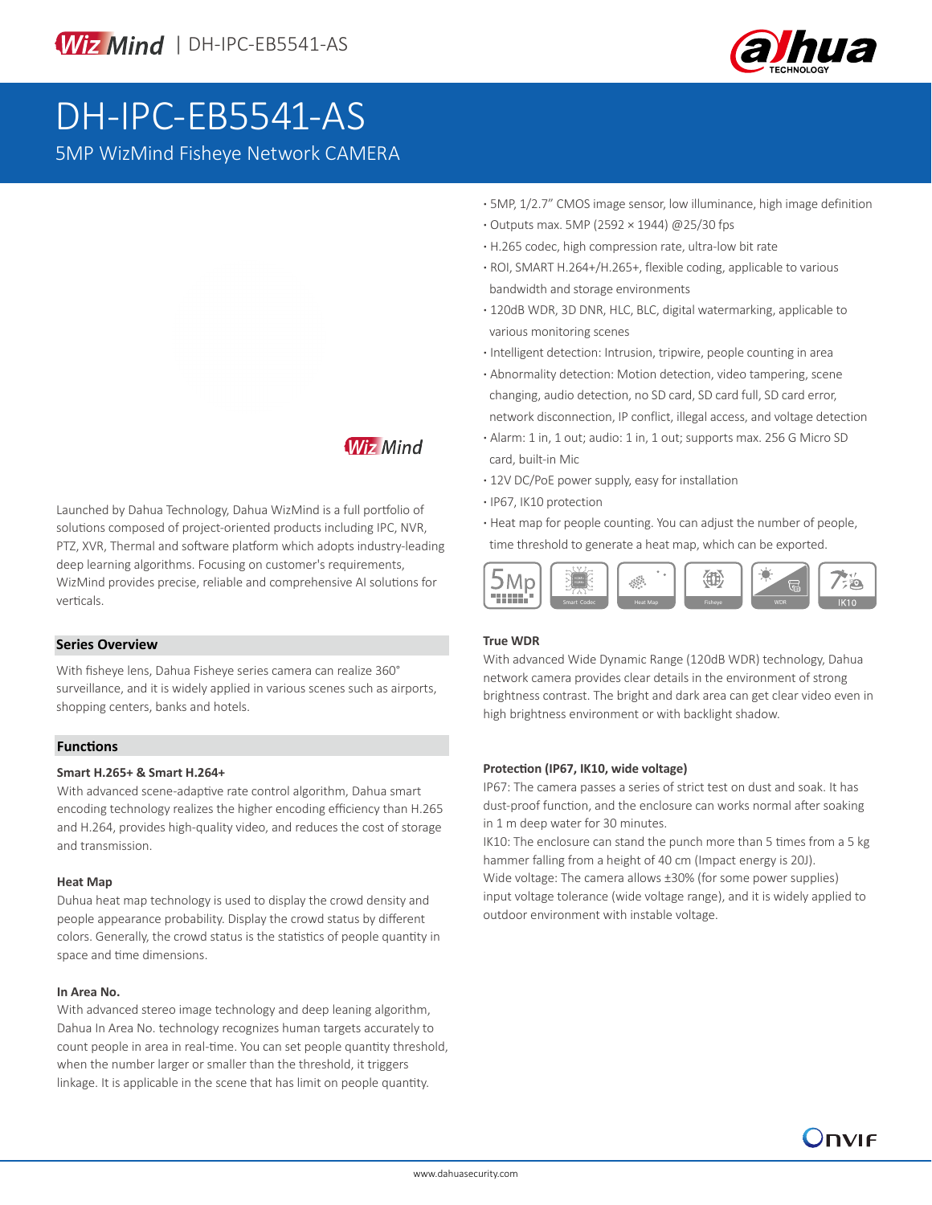# DH-IPC-EB5541-AS

5MP WizMind Fisheye Network CAMERA

- 5MP, 1/2.7" CMOS image sensor, low illuminance, high image definition
- Outputs max. 5MP (2592 × 1944) @25/30 fps
- H.265 codec, high compression rate, ultra-low bit rate
- ROI, SMART H.264+/H.265+, flexible coding, applicable to various bandwidth and storage environments
- 120dB WDR, 3D DNR, HLC, BLC, digital watermarking, applicable to various monitoring scenes
- Intelligent detection: Intrusion, tripwire, people counting in area
- Abnormality detection: Motion detection, video tampering, scene changing, audio detection, no SD card, SD card full, SD card error, network disconnection, IP conflict, illegal access, and voltage detection
- Alarm: 1 in, 1 out; audio: 1 in, 1 out; supports max. 256 G Micro SD card, built-in Mic
- 12V DC/PoE power supply, easy for installation
- IP67, IK10 protection
- Heat map for people counting. You can adjust the number of people, time threshold to generate a heat map, which can be exported.

5Mp | Smart Codec | Heat Map | Fisheye | WDR | IK10

WizMind

Launched by Dahua Technology, Dahua WizMind is a full portfolio of solutions composed of project-oriented products including IPC, NVR, PTZ, XVR, Thermal and software platform which adopts industry-leading deep learning algorithms. Focusing on customer's requirements, WizMind provides precise, reliable and comprehensive AI solutions for verticals.

## Series Overview

With fisheye lens, Dahua Fisheye series camera can realize 360° surveillance, and it is widely applied in various scenes such as airports, shopping centers, banks and hotels.

## Functions

### Smart H.265+ & Smart H.264+

With advanced scene-adaptive rate control algorithm, Dahua smart encoding technology realizes the higher encoding efficiency than H.265 and H.264, provides high-quality video, and reduces the cost of storage and transmission.

### Heat Map

Duhua heat map technology is used to display the crowd density and people appearance probability. Display the crowd status by different colors. Generally, the crowd status is the statistics of people quantity in space and time dimensions.

### In Area No.

With advanced stereo image technology and deep leaning algorithm, Dahua In Area No. technology recognizes human targets accurately to count people in area in real-time. You can set people quantity threshold, when the number larger or smaller than the threshold, it triggers linkage. It is applicable in the scene that has limit on people quantity.

### True WDR

With advanced Wide Dynamic Range (120dB WDR) technology, Dahua network camera provides clear details in the environment of strong brightness contrast. The bright and dark area can get clear video even in high brightness environment or with backlight shadow.

### Protection (IP67, IK10, wide voltage)

IP67: The camera passes a series of strict test on dust and soak. It has dust-proof function, and the enclosure can works normal after soaking in 1 m deep water for 30 minutes.

IK10: The enclosure can stand the punch more than 5 times from a 5 kg hammer falling from a height of 40 cm (Impact energy is 20J).

Wide voltage: The camera allows ±30% (for some power supplies) input voltage tolerance (wide voltage range), and it is widely applied to outdoor environment with instable voltage.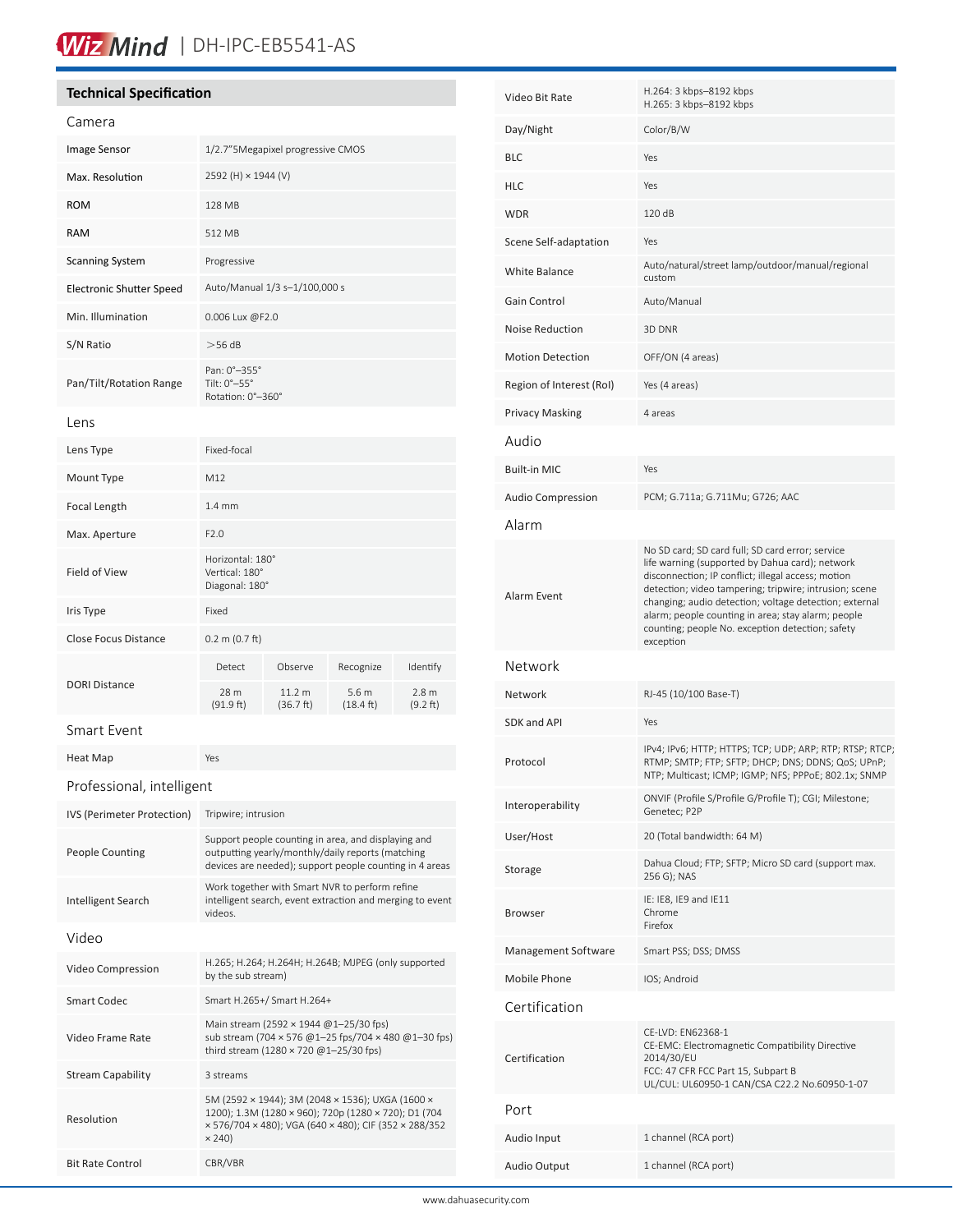## Technical Specification

### Camera

| | |
|---|---|
| Image Sensor | 1/2.7"5Megapixel progressive CMOS |
| Max. Resolution | 2592 (H) × 1944 (V) |
| ROM | 128 MB |
| RAM | 512 MB |
| Scanning System | Progressive |
| Electronic Shutter Speed | Auto/Manual 1/3 s–1/100,000 s |
| Min. Illumination | 0.006 Lux @F2.0 |
| S/N Ratio | >56 dB |
| Pan/Tilt/Rotation Range | Pan: 0°–355°<br>Tilt: 0°–55°<br>Rotation: 0°–360° |

### Lens

| | | | | |
|---|---|---|---|---|
| Lens Type | Fixed-focal | | | |
| Mount Type | M12 | | | |
| Focal Length | 1.4 mm | | | |
| Max. Aperture | F2.0 | | | |
| Field of View | Horizontal: 180°<br>Vertical: 180°<br>Diagonal: 180° | | | |
| Iris Type | Fixed | | | |
| Close Focus Distance | 0.2 m (0.7 ft) | | | |
| DORI Distance | Detect | Observe | Recognize | Identify |
| | 28 m (91.9 ft) | 11.2 m (36.7 ft) | 5.6 m (18.4 ft) | 2.8 m (9.2 ft) |

### Smart Event

| | |
|---|---|
| Heat Map | Yes |

### Professional, intelligent

| | |
|---|---|
| IVS (Perimeter Protection) | Tripwire; intrusion |
| People Counting | Support people counting in area, and displaying and outputting yearly/monthly/daily reports (matching devices are needed); support people counting in 4 areas |
| Intelligent Search | Work together with Smart NVR to perform refine intelligent search, event extraction and merging to event videos. |

### Video

| | |
|---|---|
| Video Compression | H.265; H.264; H.264H; H.264B; MJPEG (only supported by the sub stream) |
| Smart Codec | Smart H.265+/ Smart H.264+ |
| Video Frame Rate | Main stream (2592 × 1944 @1–25/30 fps)<br>sub stream (704 × 576 @1–25 fps/704 × 480 @1–30 fps)<br>third stream (1280 × 720 @1–25/30 fps) |
| Stream Capability | 3 streams |
| Resolution | 5M (2592 × 1944); 3M (2048 × 1536); UXGA (1600 × 1200); 1.3M (1280 × 960); 720p (1280 × 720); D1 (704 × 576/704 × 480); VGA (640 × 480); CIF (352 × 288/352 × 240) |
| Bit Rate Control | CBR/VBR |
| Video Bit Rate | H.264: 3 kbps–8192 kbps<br>H.265: 3 kbps–8192 kbps |
| Day/Night | Color/B/W |
| BLC | Yes |
| HLC | Yes |
| WDR | 120 dB |
| Scene Self-adaptation | Yes |
| White Balance | Auto/natural/street lamp/outdoor/manual/regional custom |
| Gain Control | Auto/Manual |
| Noise Reduction | 3D DNR |
| Motion Detection | OFF/ON (4 areas) |
| Region of Interest (RoI) | Yes (4 areas) |
| Privacy Masking | 4 areas |

### Audio

| | |
|---|---|
| Built-in MIC | Yes |
| Audio Compression | PCM; G.711a; G.711Mu; G726; AAC |

### Alarm

| | |
|---|---|
| Alarm Event | No SD card; SD card full; SD card error; service life warning (supported by Dahua card); network disconnection; IP conflict; illegal access; motion detection; video tampering; tripwire; intrusion; scene changing; audio detection; voltage detection; external alarm; people counting in area; stay alarm; people counting; people No. exception detection; safety exception |

### Network

| | |
|---|---|
| Network | RJ-45 (10/100 Base-T) |
| SDK and API | Yes |
| Protocol | IPv4; IPv6; HTTP; HTTPS; TCP; UDP; ARP; RTP; RTSP; RTCP; RTMP; SMTP; FTP; SFTP; DHCP; DNS; DDNS; QoS; UPnP; NTP; Multicast; ICMP; IGMP; NFS; PPPoE; 802.1x; SNMP |
| Interoperability | ONVIF (Profile S/Profile G/Profile T); CGI; Milestone; Genetec; P2P |
| User/Host | 20 (Total bandwidth: 64 M) |
| Storage | Dahua Cloud; FTP; SFTP; Micro SD card (support max. 256 G); NAS |
| Browser | IE: IE8, IE9 and IE11<br>Chrome<br>Firefox |
| Management Software | Smart PSS; DSS; DMSS |
| Mobile Phone | IOS; Android |

### Certification

| | |
|---|---|
| Certification | CE-LVD: EN62368-1<br>CE-EMC: Electromagnetic Compatibility Directive 2014/30/EU<br>FCC: 47 CFR FCC Part 15, Subpart B<br>UL/CUL: UL60950-1 CAN/CSA C22.2 No.60950-1-07 |

### Port

| | |
|---|---|
| Audio Input | 1 channel (RCA port) |
| Audio Output | 1 channel (RCA port) |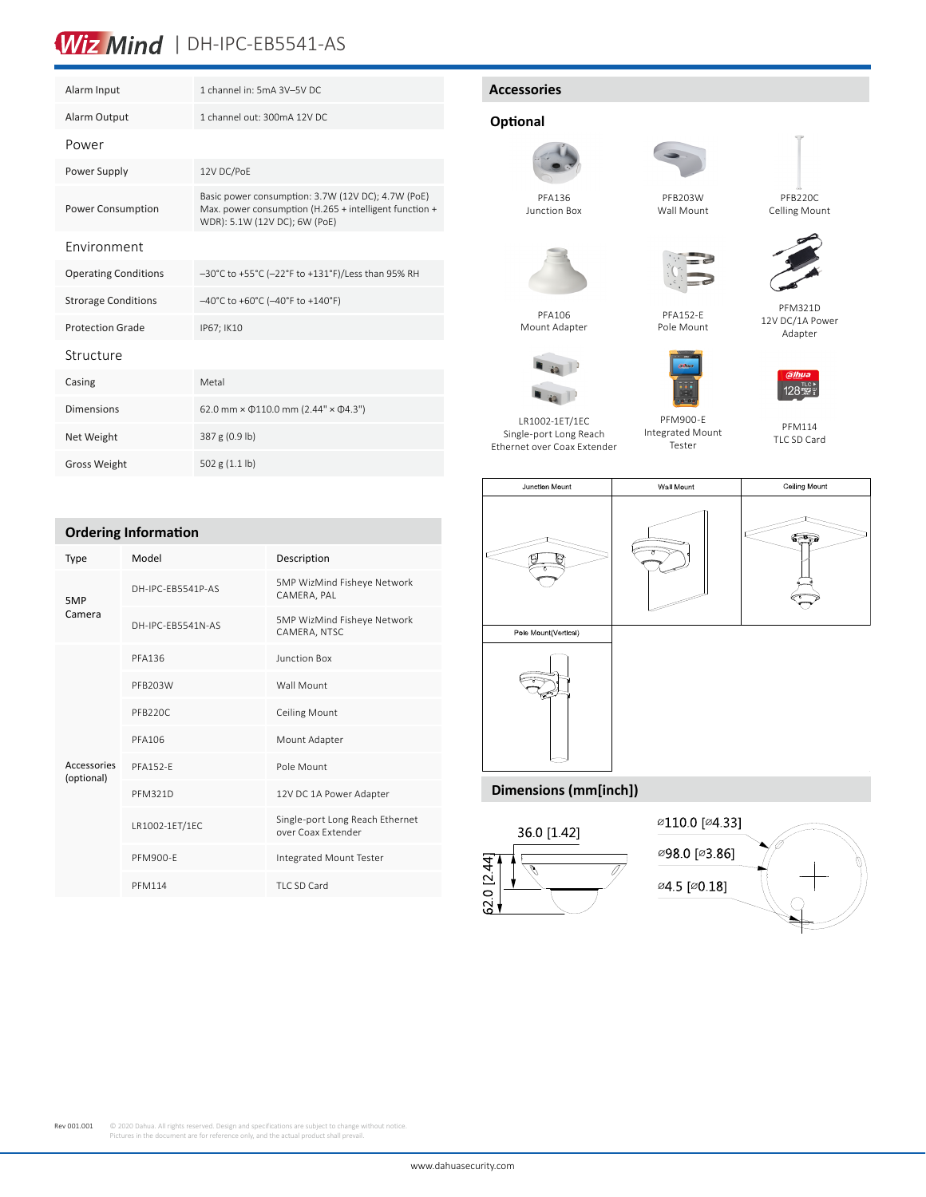| | |
|---|---|
| Alarm Input | 1 channel in: 5mA 3V–5V DC |
| Alarm Output | 1 channel out: 300mA 12V DC |

### Power

| | |
|---|---|
| Power Supply | 12V DC/PoE |
| Power Consumption | Basic power consumption: 3.7W (12V DC); 4.7W (PoE)<br>Max. power consumption (H.265 + intelligent function + WDR): 5.1W (12V DC); 6W (PoE) |

### Environment

| | |
|---|---|
| Operating Conditions | –30°C to +55°C (–22°F to +131°F)/Less than 95% RH |
| Strorage Conditions | –40°C to +60°C (–40°F to +140°F) |
| Protection Grade | IP67; IK10 |

### Structure

| | |
|---|---|
| Casing | Metal |
| Dimensions | 62.0 mm × Φ110.0 mm (2.44" × Φ4.3") |
| Net Weight | 387 g (0.9 lb) |
| Gross Weight | 502 g (1.1 lb) |

## Ordering Information

| Type | Model | Description |
|---|---|---|
| 5MP Camera | DH-IPC-EB5541P-AS | 5MP WizMind Fisheye Network CAMERA, PAL |
| | DH-IPC-EB5541N-AS | 5MP WizMind Fisheye Network CAMERA, NTSC |
| Accessories (optional) | PFA136 | Junction Box |
| | PFB203W | Wall Mount |
| | PFB220C | Ceiling Mount |
| | PFA106 | Mount Adapter |
| | PFA152-E | Pole Mount |
| | PFM321D | 12V DC 1A Power Adapter |
| | LR1002-1ET/1EC | Single-port Long Reach Ethernet over Coax Extender |
| | PFM900-E | Integrated Mount Tester |
| | PFM114 | TLC SD Card |

## Accessories

### Optional

PFA136
Junction Box

PFB203W
Wall Mount

PFB220C
Celling Mount

PFA106
Mount Adapter

PFA152-E
Pole Mount

PFM321D
12V DC/1A Power Adapter

LR1002-1ET/1EC
Single-port Long Reach Ethernet over Coax Extender

PFM900-E
Integrated Mount Tester

PFM114
TLC SD Card

Junction Mount

Wall Mount

Ceiling Mount

Pole Mount(Vertical)

## Dimensions (mm[inch])

36.0 [1.42]

62.0 [2.44]

⌀110.0 [⌀4.33]

⌀98.0 [⌀3.86]

⌀4.5 [⌀0.18]

Rev 001.001 © 2020 Dahua. All rights reserved. Design and specifications are subject to change without notice. Pictures in the document are for reference only, and the actual product shall prevail.

www.dahuasecurity.com